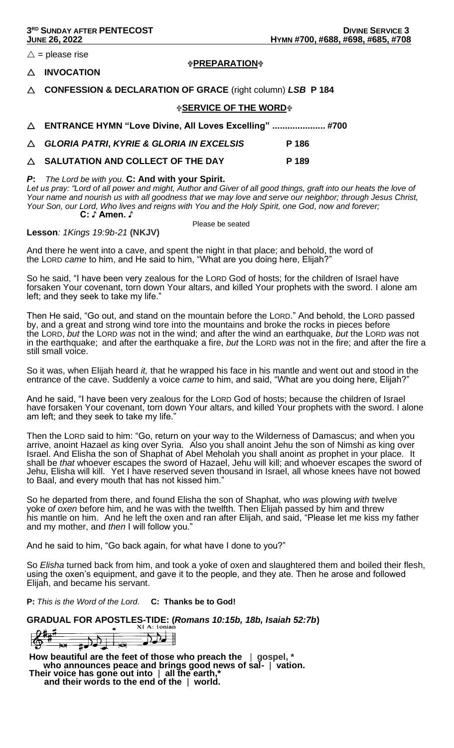**3RD SUNDAY AFTER PENTECOST** **DIVINE SERVICE 3**
**JUNE 26, 2022** **HYMN #700, #688, #698, #685, #708**

△ = please rise

**✠PREPARATION✠**

△ **INVOCATION**

△ **CONFESSION & DECLARATION OF GRACE** (right column) ***LSB* P 184**

**✠SERVICE OF THE WORD✠**

△ **ENTRANCE HYMN "Love Divine, All Loves Excelling" .................... #700**

△ ***GLORIA PATRI*, *KYRIE* & *GLORIA IN EXCELSIS*** **P 186**

△ **SALUTATION AND COLLECT OF THE DAY** **P 189**

***P*:** *The Lord be with you.* **C: And with your Spirit.**
*Let us pray: "Lord of all power and might, Author and Giver of all good things, graft into our heats the love of Your name and nourish us with all goodness that we may love and serve our neighbor; through Jesus Christ, Your Son, our Lord, Who lives and reigns with You and the Holy Spirit, one God, now and forever;*
**C: ♪ Amen. ♪**

Please be seated

**Lesson***: 1Kings 19:9b-21* **(NKJV)**

And there he went into a cave, and spent the night in that place; and behold, the word of the LORD *came* to him, and He said to him, "What are you doing here, Elijah?"

So he said, "I have been very zealous for the LORD God of hosts; for the children of Israel have forsaken Your covenant, torn down Your altars, and killed Your prophets with the sword. I alone am left; and they seek to take my life."

Then He said, "Go out, and stand on the mountain before the LORD." And behold, the LORD passed by, and a great and strong wind tore into the mountains and broke the rocks in pieces before the LORD, *but* the LORD *was* not in the wind; and after the wind an earthquake, *but* the LORD *was* not in the earthquake; and after the earthquake a fire, *but* the LORD *was* not in the fire; and after the fire a still small voice.

So it was, when Elijah heard *it,* that he wrapped his face in his mantle and went out and stood in the entrance of the cave. Suddenly a voice *came* to him, and said, "What are you doing here, Elijah?"

And he said, "I have been very zealous for the LORD God of hosts; because the children of Israel have forsaken Your covenant, torn down Your altars, and killed Your prophets with the sword. I alone am left; and they seek to take my life."

Then the LORD said to him: "Go, return on your way to the Wilderness of Damascus; and when you arrive, anoint Hazael *as* king over Syria. Also you shall anoint Jehu the son of Nimshi *as* king over Israel. And Elisha the son of Shaphat of Abel Meholah you shall anoint *as* prophet in your place. It shall be *that* whoever escapes the sword of Hazael, Jehu will kill; and whoever escapes the sword of Jehu, Elisha will kill. Yet I have reserved seven thousand in Israel, all whose knees have not bowed to Baal, and every mouth that has not kissed him."

So he departed from there, and found Elisha the son of Shaphat, who *was* plowing *with* twelve yoke *of oxen* before him, and he was with the twelfth. Then Elijah passed by him and threw his mantle on him. And he left the oxen and ran after Elijah, and said, "Please let me kiss my father and my mother, and *then* I will follow you."

And he said to him, "Go back again, for what have I done to you?"

So *Elisha* turned back from him, and took a yoke of oxen and slaughtered them and boiled their flesh, using the oxen's equipment, and gave it to the people, and they ate. Then he arose and followed Elijah, and became his servant.

**P:** *This is the Word of the Lord*. **C: Thanks be to God!**

**GRADUAL FOR APOSTLES-TIDE: (*Romans 10:15b, 18b, Isaiah 52:7b*)**

XI A: Ionian

**How beautiful are the feet of those who preach the | gospel, \***
**who announces peace and brings good news of sal- | vation.**
**Their voice has gone out into | all the earth,\***
**and their words to the end of the | world.**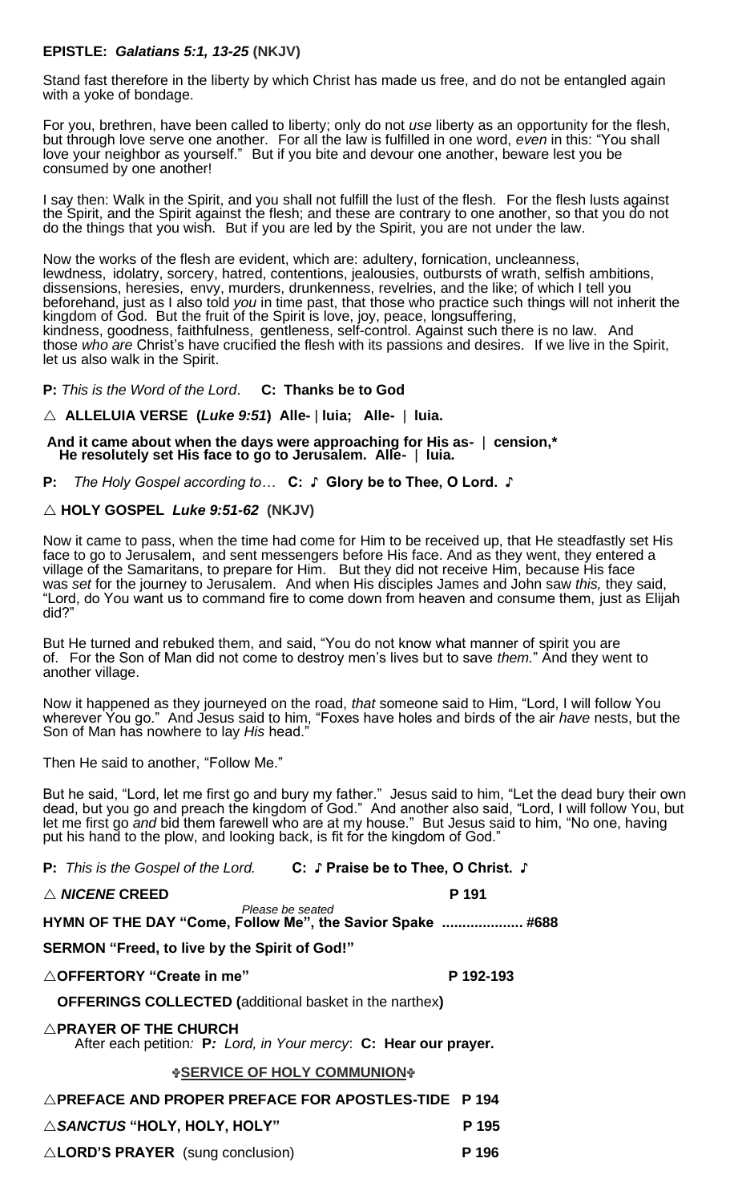**EPISTLE: *Galatians 5:1, 13-25* (NKJV)**

Stand fast therefore in the liberty by which Christ has made us free, and do not be entangled again with a yoke of bondage.

For you, brethren, have been called to liberty; only do not *use* liberty as an opportunity for the flesh, but through love serve one another. For all the law is fulfilled in one word, *even* in this: "You shall love your neighbor as yourself." But if you bite and devour one another, beware lest you be consumed by one another!

I say then: Walk in the Spirit, and you shall not fulfill the lust of the flesh. For the flesh lusts against the Spirit, and the Spirit against the flesh; and these are contrary to one another, so that you do not do the things that you wish. But if you are led by the Spirit, you are not under the law.

Now the works of the flesh are evident, which are: adultery, fornication, uncleanness, lewdness, idolatry, sorcery, hatred, contentions, jealousies, outbursts of wrath, selfish ambitions, dissensions, heresies, envy, murders, drunkenness, revelries, and the like; of which I tell you beforehand, just as I also told *you* in time past, that those who practice such things will not inherit the kingdom of God. But the fruit of the Spirit is love, joy, peace, longsuffering, kindness, goodness, faithfulness, gentleness, self-control. Against such there is no law. And those *who are* Christ's have crucified the flesh with its passions and desires. If we live in the Spirit, let us also walk in the Spirit.

**P:** *This is the Word of the Lord*. **C: Thanks be to God**

△ **ALLELUIA VERSE (*Luke 9:51*) Alle- | luia; Alle- | luia.**

**And it came about when the days were approaching for His as- | cension,\* He resolutely set His face to go to Jerusalem. Alle- | luia.**

**P:** *The Holy Gospel according to…* **C: ♪ Glory be to Thee, O Lord. ♪**

△ **HOLY GOSPEL *Luke 9:51-62* (NKJV)**

Now it came to pass, when the time had come for Him to be received up, that He steadfastly set His face to go to Jerusalem, and sent messengers before His face. And as they went, they entered a village of the Samaritans, to prepare for Him. But they did not receive Him, because His face was *set* for the journey to Jerusalem. And when His disciples James and John saw *this,* they said, "Lord, do You want us to command fire to come down from heaven and consume them, just as Elijah did?"

But He turned and rebuked them, and said, "You do not know what manner of spirit you are of. For the Son of Man did not come to destroy men's lives but to save *them*." And they went to another village.

Now it happened as they journeyed on the road, *that* someone said to Him, "Lord, I will follow You wherever You go." And Jesus said to him, "Foxes have holes and birds of the air *have* nests, but the Son of Man has nowhere to lay *His* head."

Then He said to another, "Follow Me."

But he said, "Lord, let me first go and bury my father." Jesus said to him, "Let the dead bury their own dead, but you go and preach the kingdom of God." And another also said, "Lord, I will follow You, but let me first go *and* bid them farewell who are at my house." But Jesus said to him, "No one, having put his hand to the plow, and looking back, is fit for the kingdom of God."

**P:** *This is the Gospel of the Lord.* **C: ♪ Praise be to Thee, O Christ. ♪**

△ ***NICENE* CREED** **P 191**

*Please be seated*

**HYMN OF THE DAY "Come, Follow Me", the Savior Spake .................... #688**

**SERMON "Freed, to live by the Spirit of God!"**

△**OFFERTORY "Create in me"** **P 192-193**

**OFFERINGS COLLECTED (**additional basket in the narthex**)**

△**PRAYER OF THE CHURCH**

After each petition*:* **P***: Lord, in Your mercy*: **C: Hear our prayer.**

**✠SERVICE OF HOLY COMMUNION✠**

△**PREFACE AND PROPER PREFACE FOR APOSTLES-TIDE P 194**

△***SANCTUS* "HOLY, HOLY, HOLY"** **P 195**

△**LORD'S PRAYER** (sung conclusion) **P 196**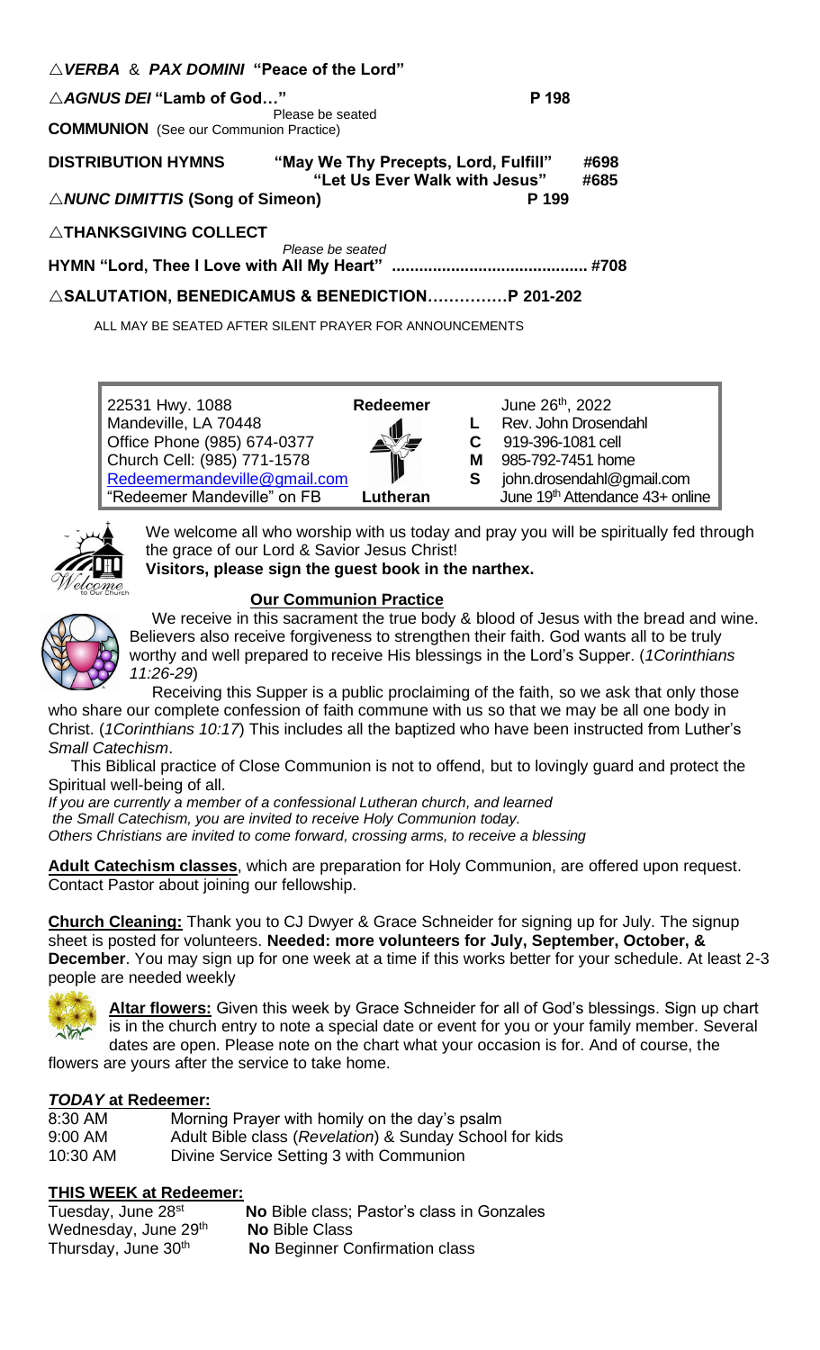△*VERBA* & *PAX DOMINI* **"Peace of the Lord"**

△*AGNUS DEI* **"Lamb of God…"** **P 198**

Please be seated

**COMMUNION** (See our Communion Practice)

**DISTRIBUTION HYMNS** **"May We Thy Precepts, Lord, Fulfill" #698**
**"Let Us Ever Walk with Jesus" #685**

△*NUNC DIMITTIS* **(Song of Simeon) P 199**

△**THANKSGIVING COLLECT**

*Please be seated*

**HYMN "Lord, Thee I Love with All My Heart" .......................................... #708**

△**SALUTATION, BENEDICAMUS & BENEDICTION……………P 201-202**

ALL MAY BE SEATED AFTER SILENT PRAYER FOR ANNOUNCEMENTS

| | | |
|---|---|---|
| 22531 Hwy. 1088 | **Redeemer** | June 26th, 2022 |
| Mandeville, LA 70448 | | **L** Rev. John Drosendahl |
| Office Phone (985) 674-0377 | | **C** 919-396-1081 cell |
| Church Cell: (985) 771-1578 | | **M** 985-792-7451 home |
| Redeemermandeville@gmail.com | | **S** john.drosendahl@gmail.com |
| "Redeemer Mandeville" on FB | **Lutheran** | June 19th Attendance 43+ online |

We welcome all who worship with us today and pray you will be spiritually fed through the grace of our Lord & Savior Jesus Christ!

**Visitors, please sign the guest book in the narthex.**

**Our Communion Practice**

We receive in this sacrament the true body & blood of Jesus with the bread and wine. Believers also receive forgiveness to strengthen their faith. God wants all to be truly worthy and well prepared to receive His blessings in the Lord's Supper. (*1Corinthians 11:26-29*)

Receiving this Supper is a public proclaiming of the faith, so we ask that only those who share our complete confession of faith commune with us so that we may be all one body in Christ. (*1Corinthians 10:17*) This includes all the baptized who have been instructed from Luther's *Small Catechism*.

This Biblical practice of Close Communion is not to offend, but to lovingly guard and protect the Spiritual well-being of all.

*If you are currently a member of a confessional Lutheran church, and learned the Small Catechism, you are invited to receive Holy Communion today. Others Christians are invited to come forward, crossing arms, to receive a blessing*

**Adult Catechism classes**, which are preparation for Holy Communion, are offered upon request. Contact Pastor about joining our fellowship.

**Church Cleaning:** Thank you to CJ Dwyer & Grace Schneider for signing up for July. The signup sheet is posted for volunteers. **Needed: more volunteers for July, September, October, & December**. You may sign up for one week at a time if this works better for your schedule. At least 2-3 people are needed weekly

**Altar flowers:** Given this week by Grace Schneider for all of God's blessings. Sign up chart is in the church entry to note a special date or event for you or your family member. Several dates are open. Please note on the chart what your occasion is for. And of course, the flowers are yours after the service to take home.

***TODAY* at Redeemer:**

| | |
|---|---|
| 8:30 AM | Morning Prayer with homily on the day's psalm |
| 9:00 AM | Adult Bible class (*Revelation*) & Sunday School for kids |
| 10:30 AM | Divine Service Setting 3 with Communion |

**THIS WEEK at Redeemer:**

| | |
|---|---|
| Tuesday, June 28st | **No** Bible class; Pastor's class in Gonzales |
| Wednesday, June 29th | **No** Bible Class |
| Thursday, June 30th | **No** Beginner Confirmation class |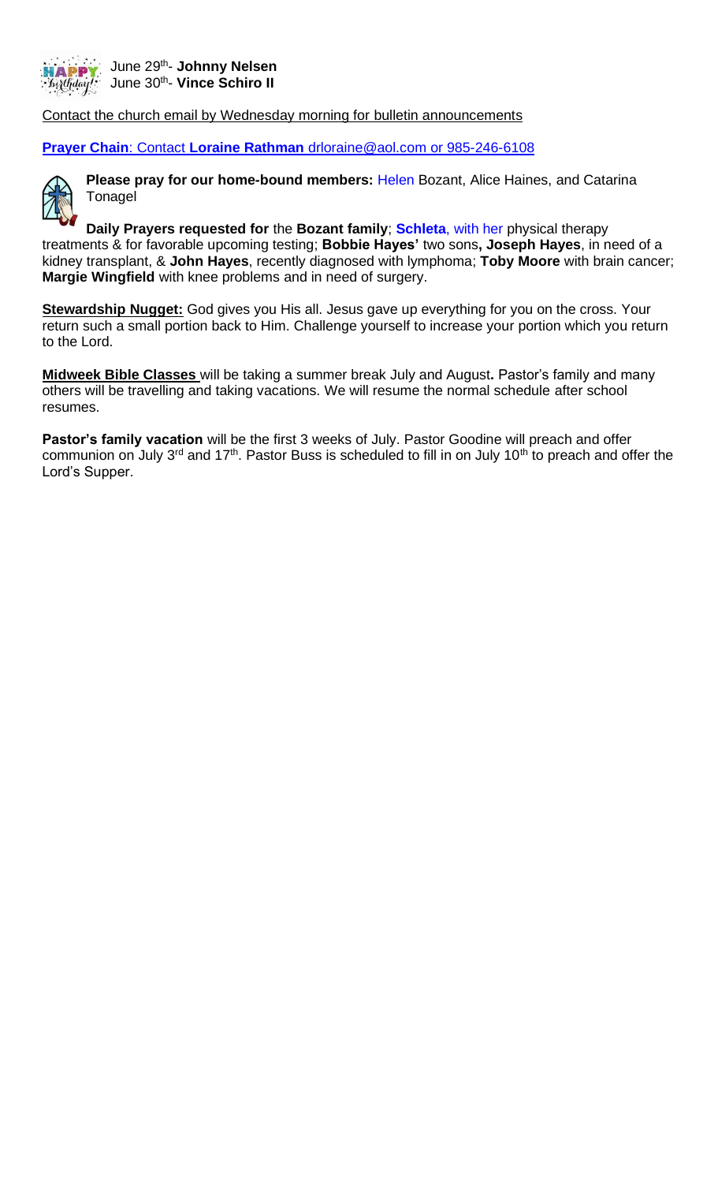June 29th- **Johnny Nelsen**
June 30th- **Vince Schiro II**

Contact the church email by Wednesday morning for bulletin announcements

**Prayer Chain**: Contact **Loraine Rathman** drloraine@aol.com or 985-246-6108

**Please pray for our home-bound members:** Helen Bozant, Alice Haines, and Catarina Tonagel

**Daily Prayers requested for** the **Bozant family**; **Schleta**, with her physical therapy treatments & for favorable upcoming testing; **Bobbie Hayes'** two sons**, Joseph Hayes**, in need of a kidney transplant, & **John Hayes**, recently diagnosed with lymphoma; **Toby Moore** with brain cancer; **Margie Wingfield** with knee problems and in need of surgery.

**Stewardship Nugget:** God gives you His all. Jesus gave up everything for you on the cross. Your return such a small portion back to Him. Challenge yourself to increase your portion which you return to the Lord.

**Midweek Bible Classes** will be taking a summer break July and August**.** Pastor's family and many others will be travelling and taking vacations. We will resume the normal schedule after school resumes.

**Pastor's family vacation** will be the first 3 weeks of July. Pastor Goodine will preach and offer communion on July 3rd and 17th. Pastor Buss is scheduled to fill in on July 10th to preach and offer the Lord's Supper.